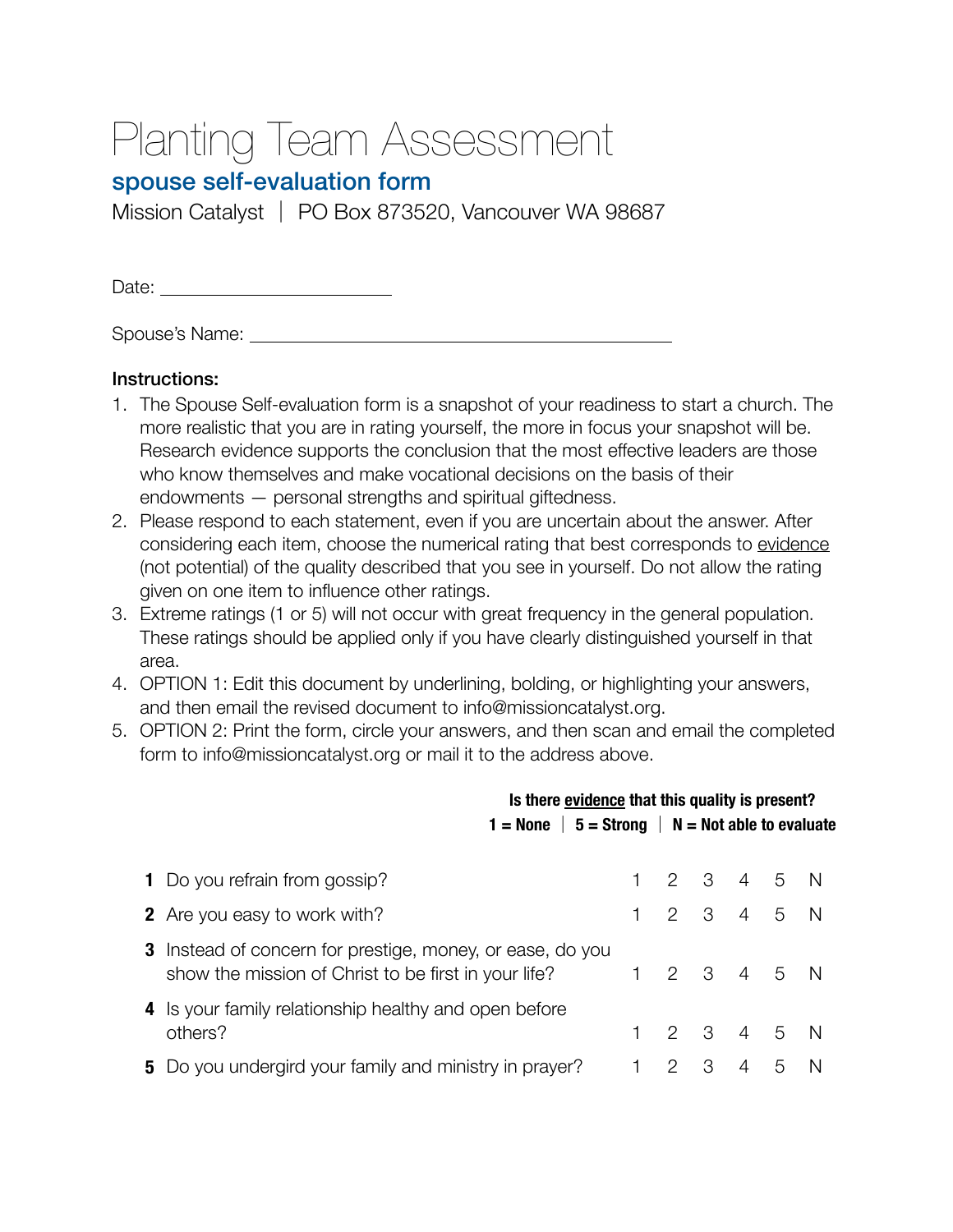# Planting Team Assessment

## spouse self-evaluation form

Mission Catalyst | PO Box 873520, Vancouver WA 98687

Date: ________________________

Spouse's Name: ____________________________________________

**Instructions:**

1. The Spouse Self-evaluation form is a snapshot of your readiness to start a church. The more realistic that you are in rating yourself, the more in focus your snapshot will be. Research evidence supports the conclusion that the most effective leaders are those who know themselves and make vocational decisions on the basis of their endowments — personal strengths and spiritual giftedness.
2. Please respond to each statement, even if you are uncertain about the answer. After considering each item, choose the numerical rating that best corresponds to evidence (not potential) of the quality described that you see in yourself. Do not allow the rating given on one item to influence other ratings.
3. Extreme ratings (1 or 5) will not occur with great frequency in the general population. These ratings should be applied only if you have clearly distinguished yourself in that area.
4. OPTION 1: Edit this document by underlining, bolding, or highlighting your answers, and then email the revised document to info@missioncatalyst.org.
5. OPTION 2: Print the form, circle your answers, and then scan and email the completed form to info@missioncatalyst.org or mail it to the address above.

**Is there evidence that this quality is present?**
**1 = None | 5 = Strong | N = Not able to evaluate**

| # | Question | | | | | | |
|---|---|---|---|---|---|---|---|
| **1** | Do you refrain from gossip? | 1 | 2 | 3 | 4 | 5 | N |
| **2** | Are you easy to work with? | 1 | 2 | 3 | 4 | 5 | N |
| **3** | Instead of concern for prestige, money, or ease, do you show the mission of Christ to be first in your life? | 1 | 2 | 3 | 4 | 5 | N |
| **4** | Is your family relationship healthy and open before others? | 1 | 2 | 3 | 4 | 5 | N |
| **5** | Do you undergird your family and ministry in prayer? | 1 | 2 | 3 | 4 | 5 | N |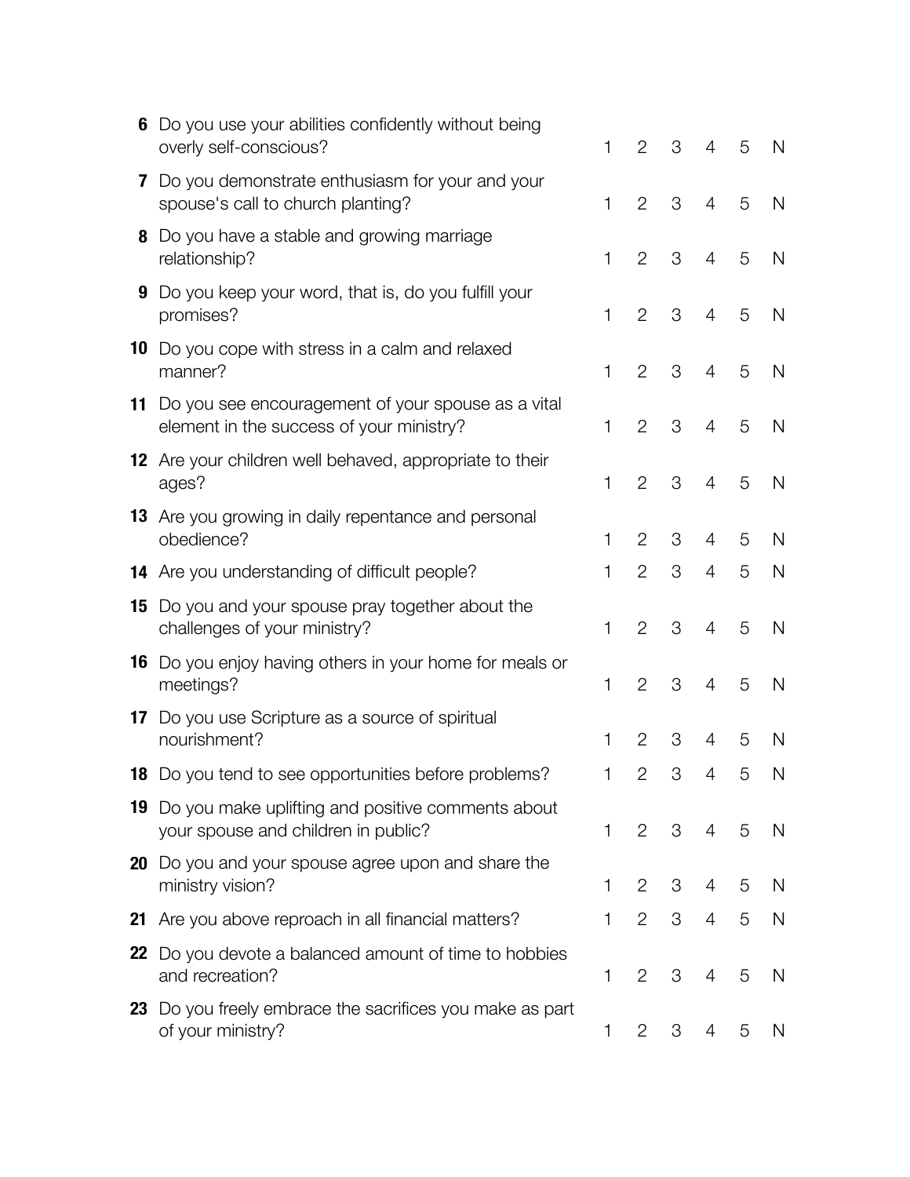| # | Question | | | | | | |
|---|---|---|---|---|---|---|---|
| **6** | Do you use your abilities confidently without being overly self-conscious? | 1 | 2 | 3 | 4 | 5 | N |
| **7** | Do you demonstrate enthusiasm for your and your spouse's call to church planting? | 1 | 2 | 3 | 4 | 5 | N |
| **8** | Do you have a stable and growing marriage relationship? | 1 | 2 | 3 | 4 | 5 | N |
| **9** | Do you keep your word, that is, do you fulfill your promises? | 1 | 2 | 3 | 4 | 5 | N |
| **10** | Do you cope with stress in a calm and relaxed manner? | 1 | 2 | 3 | 4 | 5 | N |
| **11** | Do you see encouragement of your spouse as a vital element in the success of your ministry? | 1 | 2 | 3 | 4 | 5 | N |
| **12** | Are your children well behaved, appropriate to their ages? | 1 | 2 | 3 | 4 | 5 | N |
| **13** | Are you growing in daily repentance and personal obedience? | 1 | 2 | 3 | 4 | 5 | N |
| **14** | Are you understanding of difficult people? | 1 | 2 | 3 | 4 | 5 | N |
| **15** | Do you and your spouse pray together about the challenges of your ministry? | 1 | 2 | 3 | 4 | 5 | N |
| **16** | Do you enjoy having others in your home for meals or meetings? | 1 | 2 | 3 | 4 | 5 | N |
| **17** | Do you use Scripture as a source of spiritual nourishment? | 1 | 2 | 3 | 4 | 5 | N |
| **18** | Do you tend to see opportunities before problems? | 1 | 2 | 3 | 4 | 5 | N |
| **19** | Do you make uplifting and positive comments about your spouse and children in public? | 1 | 2 | 3 | 4 | 5 | N |
| **20** | Do you and your spouse agree upon and share the ministry vision? | 1 | 2 | 3 | 4 | 5 | N |
| **21** | Are you above reproach in all financial matters? | 1 | 2 | 3 | 4 | 5 | N |
| **22** | Do you devote a balanced amount of time to hobbies and recreation? | 1 | 2 | 3 | 4 | 5 | N |
| **23** | Do you freely embrace the sacrifices you make as part of your ministry? | 1 | 2 | 3 | 4 | 5 | N |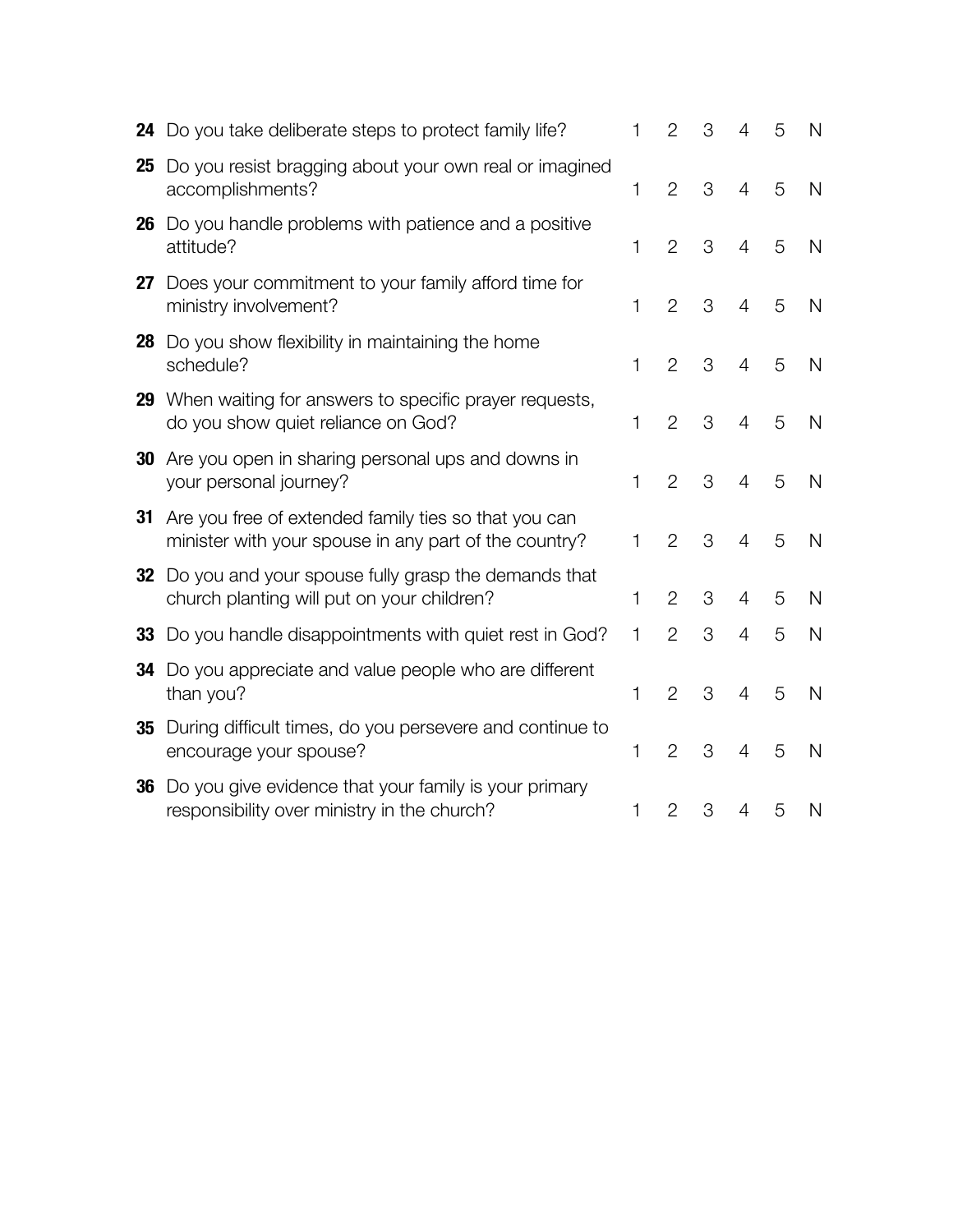| | | | | | | | |
|---|---|---|---|---|---|---|---|
| **24** | Do you take deliberate steps to protect family life? | 1 | 2 | 3 | 4 | 5 | N |
| **25** | Do you resist bragging about your own real or imagined accomplishments? | 1 | 2 | 3 | 4 | 5 | N |
| **26** | Do you handle problems with patience and a positive attitude? | 1 | 2 | 3 | 4 | 5 | N |
| **27** | Does your commitment to your family afford time for ministry involvement? | 1 | 2 | 3 | 4 | 5 | N |
| **28** | Do you show flexibility in maintaining the home schedule? | 1 | 2 | 3 | 4 | 5 | N |
| **29** | When waiting for answers to specific prayer requests, do you show quiet reliance on God? | 1 | 2 | 3 | 4 | 5 | N |
| **30** | Are you open in sharing personal ups and downs in your personal journey? | 1 | 2 | 3 | 4 | 5 | N |
| **31** | Are you free of extended family ties so that you can minister with your spouse in any part of the country? | 1 | 2 | 3 | 4 | 5 | N |
| **32** | Do you and your spouse fully grasp the demands that church planting will put on your children? | 1 | 2 | 3 | 4 | 5 | N |
| **33** | Do you handle disappointments with quiet rest in God? | 1 | 2 | 3 | 4 | 5 | N |
| **34** | Do you appreciate and value people who are different than you? | 1 | 2 | 3 | 4 | 5 | N |
| **35** | During difficult times, do you persevere and continue to encourage your spouse? | 1 | 2 | 3 | 4 | 5 | N |
| **36** | Do you give evidence that your family is your primary responsibility over ministry in the church? | 1 | 2 | 3 | 4 | 5 | N |